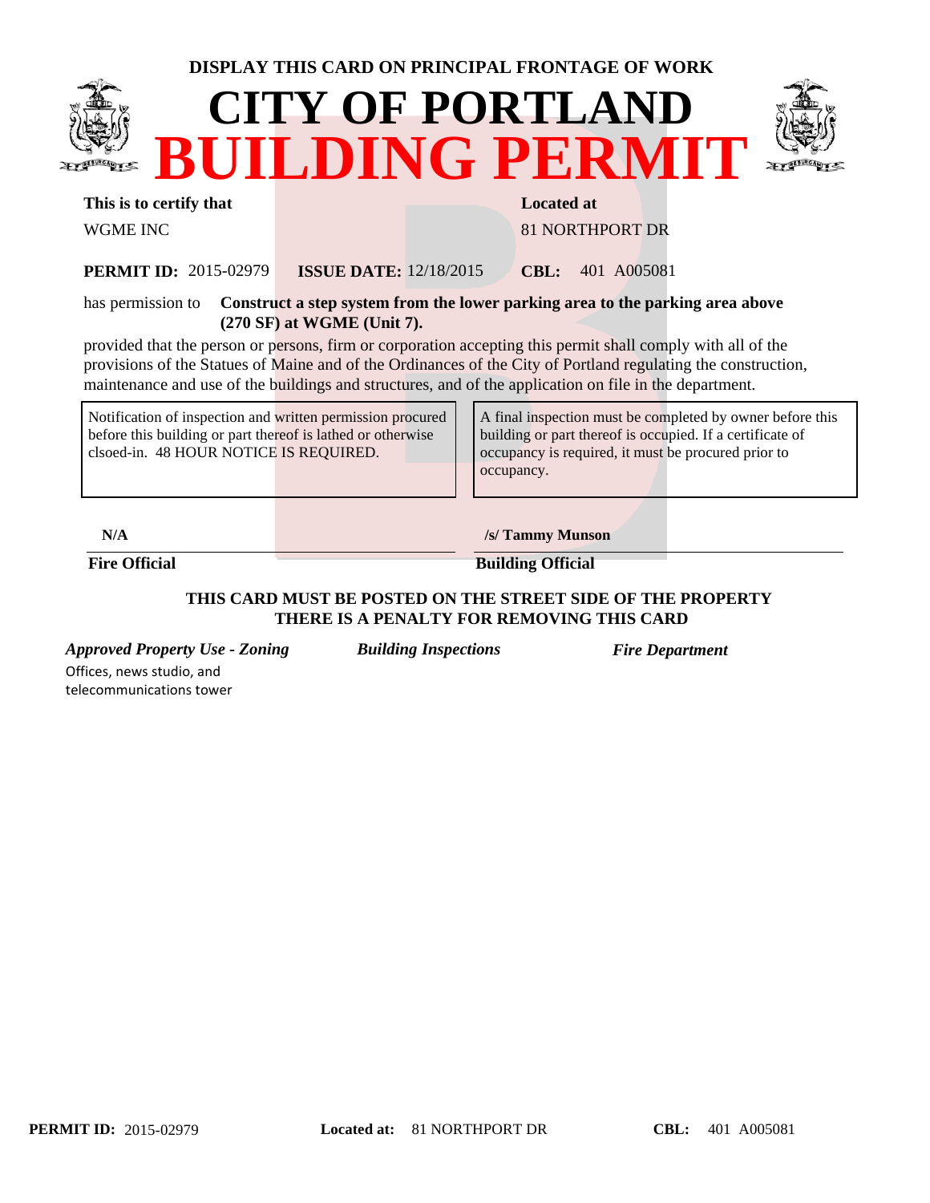**DISPLAY THIS CARD ON PRINCIPAL FRONTAGE OF WORK**

# CITY OF PORTLAND
# BUILDING PERMIT

**This is to certify that**

WGME INC

**Located at**

81 NORTHPORT DR

**PERMIT ID:** 2015-02979 **ISSUE DATE:** 12/18/2015 **CBL:** 401 A005081

has permission to **Construct a step system from the lower parking area to the parking area above (270 SF) at WGME (Unit 7).**

provided that the person or persons, firm or corporation accepting this permit shall comply with all of the provisions of the Statues of Maine and of the Ordinances of the City of Portland regulating the construction, maintenance and use of the buildings and structures, and of the application on file in the department.

| Notification of inspection and written permission procured before this building or part thereof is lathed or otherwise clsoed-in. 48 HOUR NOTICE IS REQUIRED. | A final inspection must be completed by owner before this building or part thereof is occupied. If a certificate of occupancy is required, it must be procured prior to occupancy. |
|---|---|

**N/A**

**Fire Official**

**/s/ Tammy Munson**

**Building Official**

**THIS CARD MUST BE POSTED ON THE STREET SIDE OF THE PROPERTY**
**THERE IS A PENALTY FOR REMOVING THIS CARD**

***Approved Property Use - Zoning***

Offices, news studio, and telecommunications tower

***Building Inspections***

***Fire Department***

**PERMIT ID:** 2015-02979 **Located at:** 81 NORTHPORT DR **CBL:** 401 A005081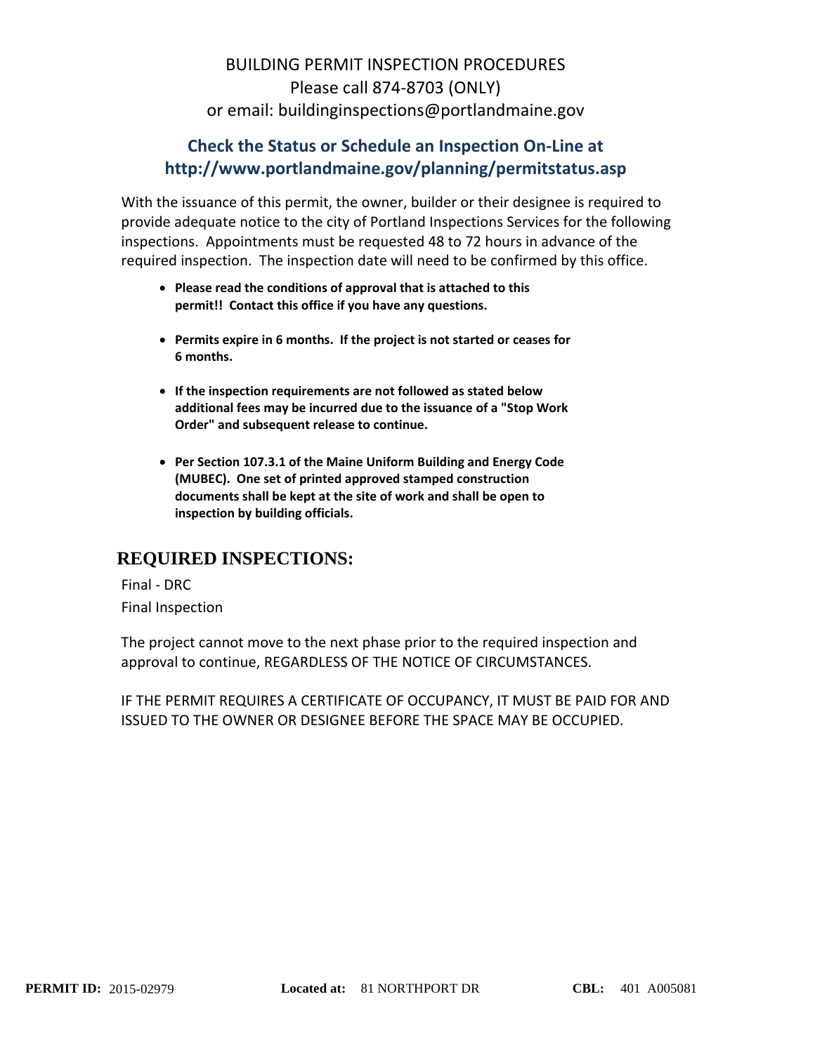# BUILDING PERMIT INSPECTION PROCEDURES

Please call 874-8703 (ONLY)
or email: buildinginspections@portlandmaine.gov

## Check the Status or Schedule an Inspection On-Line at http://www.portlandmaine.gov/planning/permitstatus.asp

With the issuance of this permit, the owner, builder or their designee is required to provide adequate notice to the city of Portland Inspections Services for the following inspections. Appointments must be requested 48 to 72 hours in advance of the required inspection. The inspection date will need to be confirmed by this office.

- **Please read the conditions of approval that is attached to this permit!! Contact this office if you have any questions.**
- **Permits expire in 6 months. If the project is not started or ceases for 6 months.**
- **If the inspection requirements are not followed as stated below additional fees may be incurred due to the issuance of a "Stop Work Order" and subsequent release to continue.**
- **Per Section 107.3.1 of the Maine Uniform Building and Energy Code (MUBEC). One set of printed approved stamped construction documents shall be kept at the site of work and shall be open to inspection by building officials.**

## REQUIRED INSPECTIONS:

Final - DRC
Final Inspection

The project cannot move to the next phase prior to the required inspection and approval to continue, REGARDLESS OF THE NOTICE OF CIRCUMSTANCES.

IF THE PERMIT REQUIRES A CERTIFICATE OF OCCUPANCY, IT MUST BE PAID FOR AND ISSUED TO THE OWNER OR DESIGNEE BEFORE THE SPACE MAY BE OCCUPIED.

**PERMIT ID:** 2015-02979 **Located at:** 81 NORTHPORT DR **CBL:** 401 A005081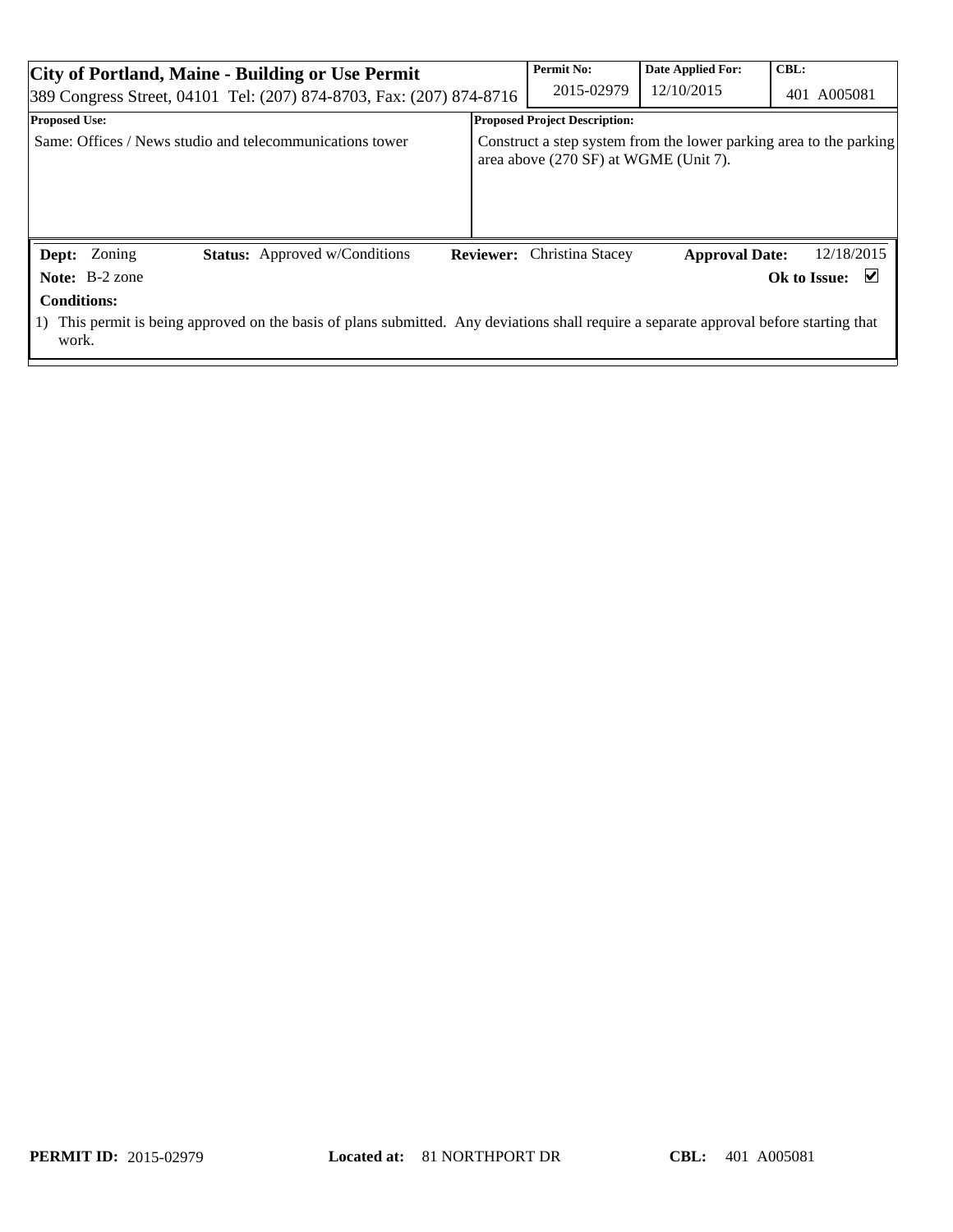| City of Portland, Maine - Building or Use Permit | Permit No: | Date Applied For: | CBL: |
|---|---|---|---|
| 389 Congress Street, 04101 Tel: (207) 874-8703, Fax: (207) 874-8716 | 2015-02979 | 12/10/2015 | 401 A005081 |

| Proposed Use: | Proposed Project Description: |
|---|---|
| Same: Offices / News studio and telecommunications tower | Construct a step system from the lower parking area to the parking area above (270 SF) at WGME (Unit 7). |

**Dept:** Zoning **Status:** Approved w/Conditions **Reviewer:** Christina Stacey **Approval Date:** 12/18/2015

**Note:** B-2 zone **Ok to Issue:** ☑

**Conditions:**

1) This permit is being approved on the basis of plans submitted. Any deviations shall require a separate approval before starting that work.

**PERMIT ID:** 2015-02979 **Located at:** 81 NORTHPORT DR **CBL:** 401 A005081